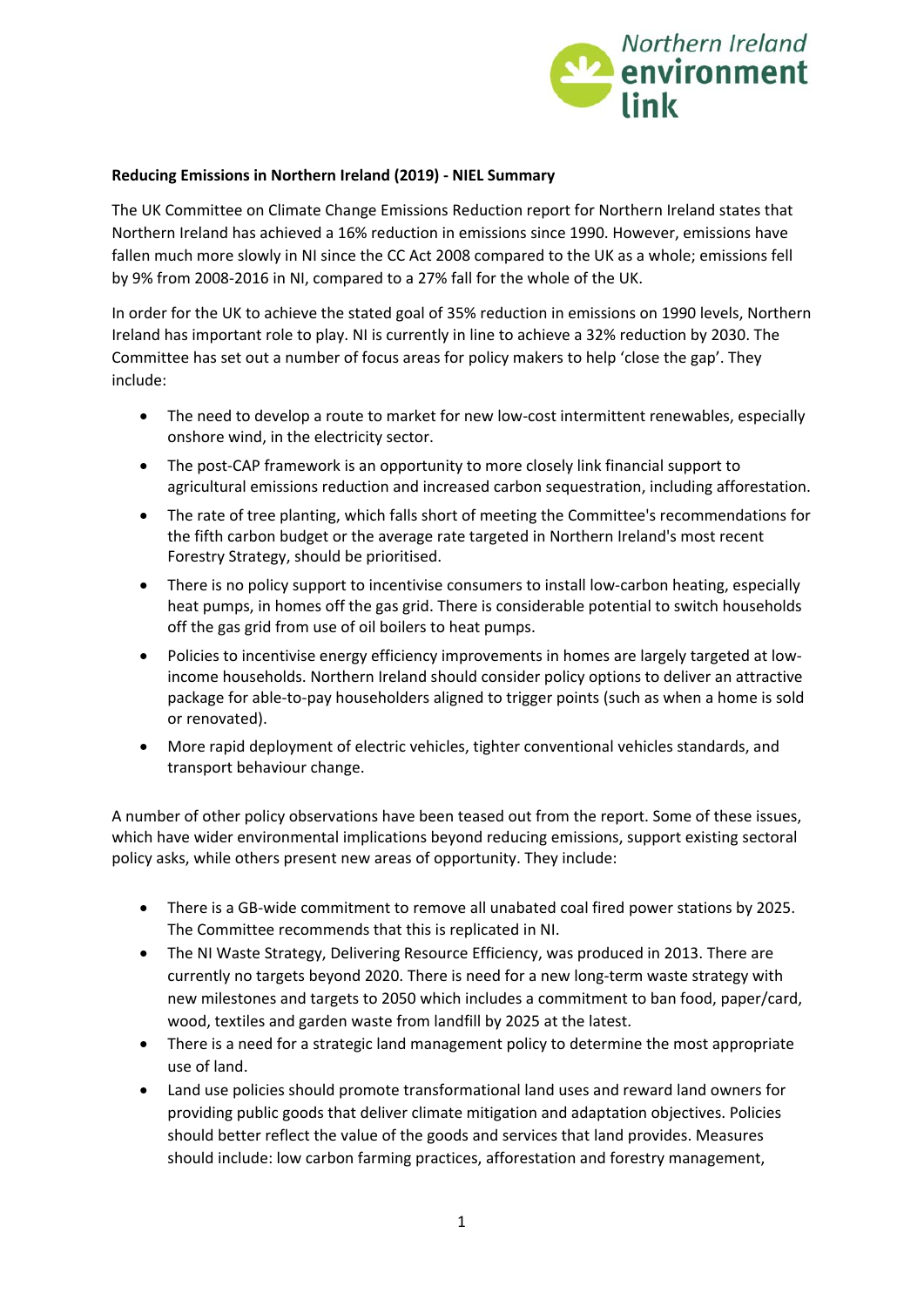**Reducing Emissions in Northern Ireland (2019) - NIEL Summary**

The UK Committee on Climate Change Emissions Reduction report for Northern Ireland states that Northern Ireland has achieved a 16% reduction in emissions since 1990. However, emissions have fallen much more slowly in NI since the CC Act 2008 compared to the UK as a whole; emissions fell by 9% from 2008-2016 in NI, compared to a 27% fall for the whole of the UK.

In order for the UK to achieve the stated goal of 35% reduction in emissions on 1990 levels, Northern Ireland has important role to play. NI is currently in line to achieve a 32% reduction by 2030. The Committee has set out a number of focus areas for policy makers to help 'close the gap'. They include:

- The need to develop a route to market for new low-cost intermittent renewables, especially onshore wind, in the electricity sector.
- The post-CAP framework is an opportunity to more closely link financial support to agricultural emissions reduction and increased carbon sequestration, including afforestation.
- The rate of tree planting, which falls short of meeting the Committee's recommendations for the fifth carbon budget or the average rate targeted in Northern Ireland's most recent Forestry Strategy, should be prioritised.
- There is no policy support to incentivise consumers to install low-carbon heating, especially heat pumps, in homes off the gas grid. There is considerable potential to switch households off the gas grid from use of oil boilers to heat pumps.
- Policies to incentivise energy efficiency improvements in homes are largely targeted at low-income households. Northern Ireland should consider policy options to deliver an attractive package for able-to-pay householders aligned to trigger points (such as when a home is sold or renovated).
- More rapid deployment of electric vehicles, tighter conventional vehicles standards, and transport behaviour change.

A number of other policy observations have been teased out from the report. Some of these issues, which have wider environmental implications beyond reducing emissions, support existing sectoral policy asks, while others present new areas of opportunity. They include:

- There is a GB-wide commitment to remove all unabated coal fired power stations by 2025. The Committee recommends that this is replicated in NI.
- The NI Waste Strategy, Delivering Resource Efficiency, was produced in 2013. There are currently no targets beyond 2020. There is need for a new long-term waste strategy with new milestones and targets to 2050 which includes a commitment to ban food, paper/card, wood, textiles and garden waste from landfill by 2025 at the latest.
- There is a need for a strategic land management policy to determine the most appropriate use of land.
- Land use policies should promote transformational land uses and reward land owners for providing public goods that deliver climate mitigation and adaptation objectives. Policies should better reflect the value of the goods and services that land provides. Measures should include: low carbon farming practices, afforestation and forestry management,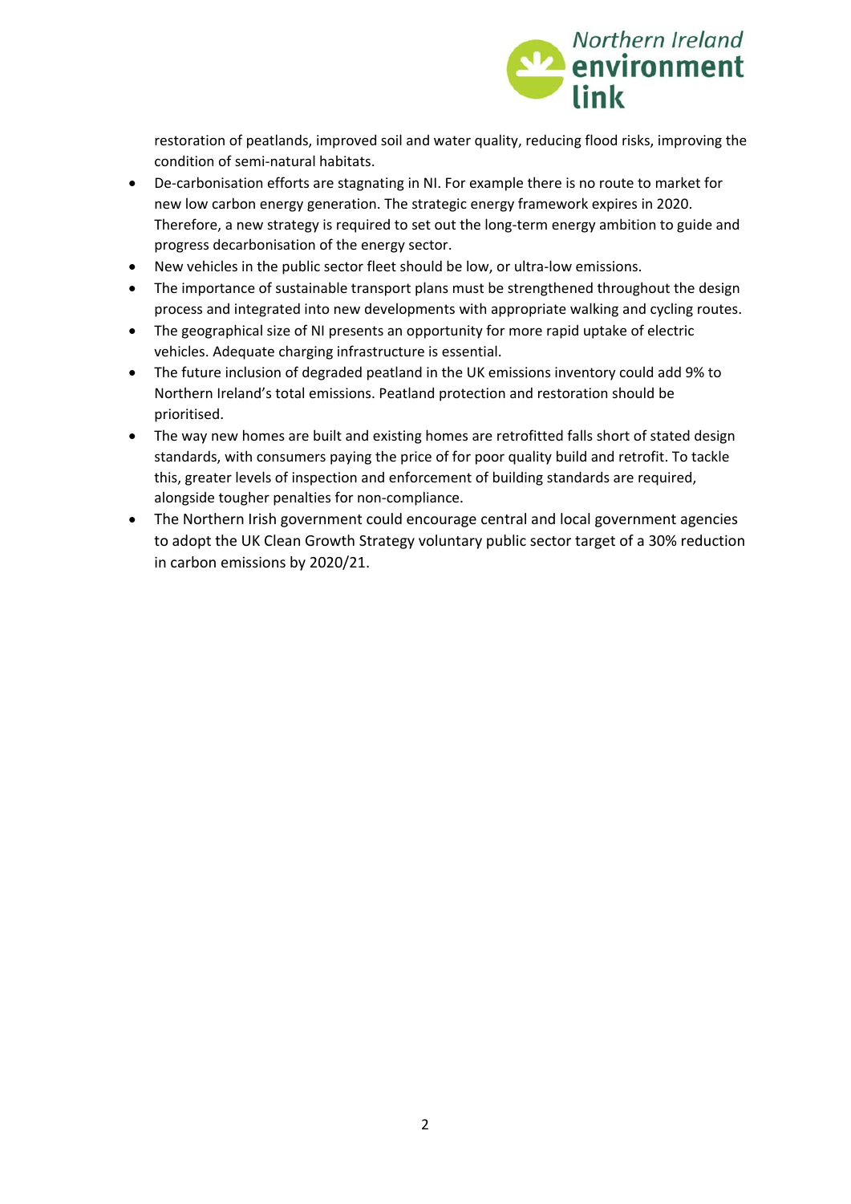restoration of peatlands, improved soil and water quality, reducing flood risks, improving the condition of semi-natural habitats.

- De-carbonisation efforts are stagnating in NI. For example there is no route to market for new low carbon energy generation. The strategic energy framework expires in 2020. Therefore, a new strategy is required to set out the long-term energy ambition to guide and progress decarbonisation of the energy sector.
- New vehicles in the public sector fleet should be low, or ultra-low emissions.
- The importance of sustainable transport plans must be strengthened throughout the design process and integrated into new developments with appropriate walking and cycling routes.
- The geographical size of NI presents an opportunity for more rapid uptake of electric vehicles. Adequate charging infrastructure is essential.
- The future inclusion of degraded peatland in the UK emissions inventory could add 9% to Northern Ireland's total emissions. Peatland protection and restoration should be prioritised.
- The way new homes are built and existing homes are retrofitted falls short of stated design standards, with consumers paying the price of for poor quality build and retrofit. To tackle this, greater levels of inspection and enforcement of building standards are required, alongside tougher penalties for non-compliance.
- The Northern Irish government could encourage central and local government agencies to adopt the UK Clean Growth Strategy voluntary public sector target of a 30% reduction in carbon emissions by 2020/21.